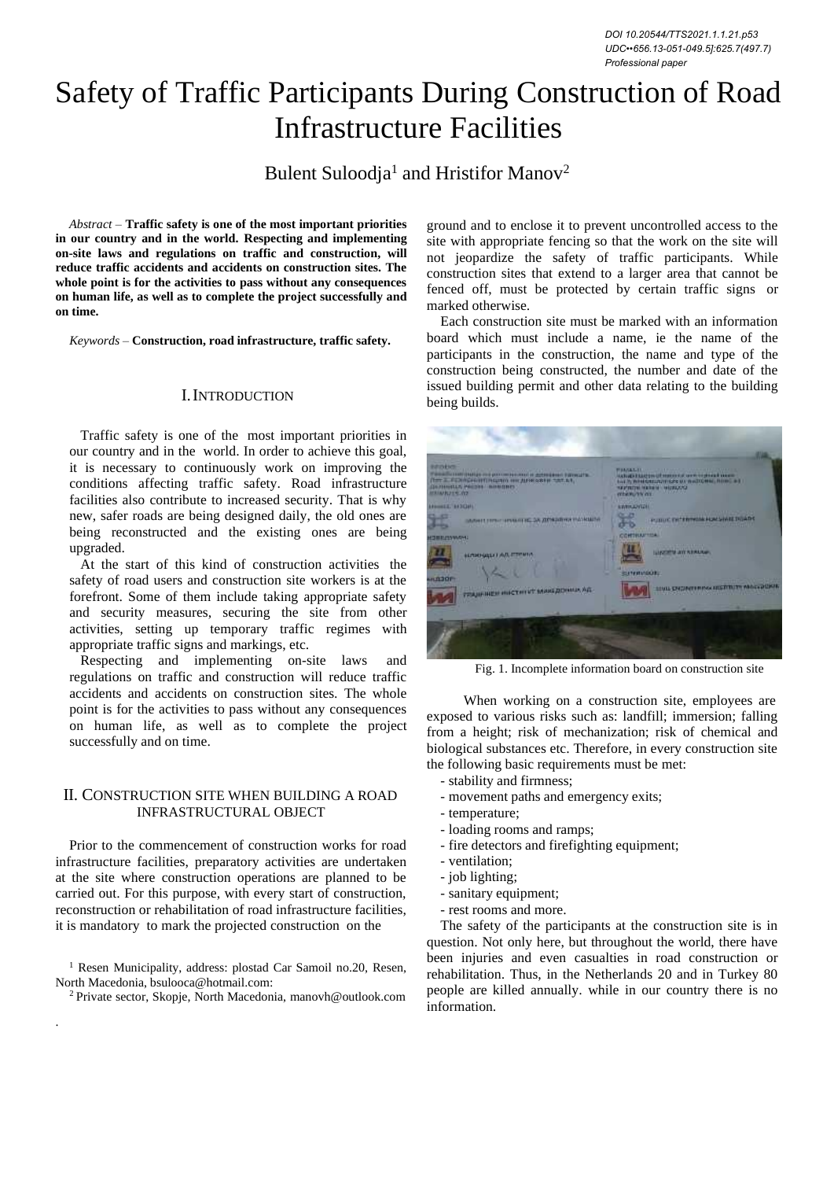DOI 10.20544/TTS2021.1.1.21.p53
UDC••656.13-051-049.5]:625.7(497.7)
*Professional paper*

# Safety of Traffic Participants During Construction of Road Infrastructure Facilities

Bulent Suloodja[1] and Hristifor Manov[2]

*Abstract* – **Traffic safety is one of the most important priorities in our country and in the world. Respecting and implementing on-site laws and regulations on traffic and construction, will reduce traffic accidents and accidents on construction sites. The whole point is for the activities to pass without any consequences on human life, as well as to complete the project successfully and on time.**

*Keywords* – **Construction, road infrastructure, traffic safety.**

## I. Introduction

Traffic safety is one of the most important priorities in our country and in the world. In order to achieve this goal, it is necessary to continuously work on improving the conditions affecting traffic safety. Road infrastructure facilities also contribute to increased security. That is why new, safer roads are being designed daily, the old ones are being reconstructed and the existing ones are being upgraded.

At the start of this kind of construction activities the safety of road users and construction site workers is at the forefront. Some of them include taking appropriate safety and security measures, securing the site from other activities, setting up temporary traffic regimes with appropriate traffic signs and markings, etc.

Respecting and implementing on-site laws and regulations on traffic and construction will reduce traffic accidents and accidents on construction sites. The whole point is for the activities to pass without any consequences on human life, as well as to complete the project successfully and on time.

## II. Construction Site When Building a Road Infrastructural Object

Prior to the commencement of construction works for road infrastructure facilities, preparatory activities are undertaken at the site where construction operations are planned to be carried out. For this purpose, with every start of construction, reconstruction or rehabilitation of road infrastructure facilities, it is mandatory to mark the projected construction on the ground and to enclose it to prevent uncontrolled access to the site with appropriate fencing so that the work on the site will not jeopardize the safety of traffic participants. While construction sites that extend to a larger area that cannot be fenced off, must be protected by certain traffic signs or marked otherwise.

Each construction site must be marked with an information board which must include a name, ie the name of the participants in the construction, the name and type of the construction being constructed, the number and date of the issued building permit and other data relating to the building being builds.

Fig. 1. Incomplete information board on construction site

When working on a construction site, employees are exposed to various risks such as: landfill; immersion; falling from a height; risk of mechanization; risk of chemical and biological substances etc. Therefore, in every construction site the following basic requirements must be met:

- stability and firmness;
- movement paths and emergency exits;
- temperature;
- loading rooms and ramps;
- fire detectors and firefighting equipment;
- ventilation;
- job lighting;
- sanitary equipment;
- rest rooms and more.

The safety of the participants at the construction site is in question. Not only here, but throughout the world, there have been injuries and even casualties in road construction or rehabilitation. Thus, in the Netherlands 20 and in Turkey 80 people are killed annually. while in our country there is no information.

[1] Resen Municipality, address: plostad Car Samoil no.20, Resen, North Macedonia, bsulooca@hotmail.com:

[2] Private sector, Skopje, North Macedonia, manovh@outlook.com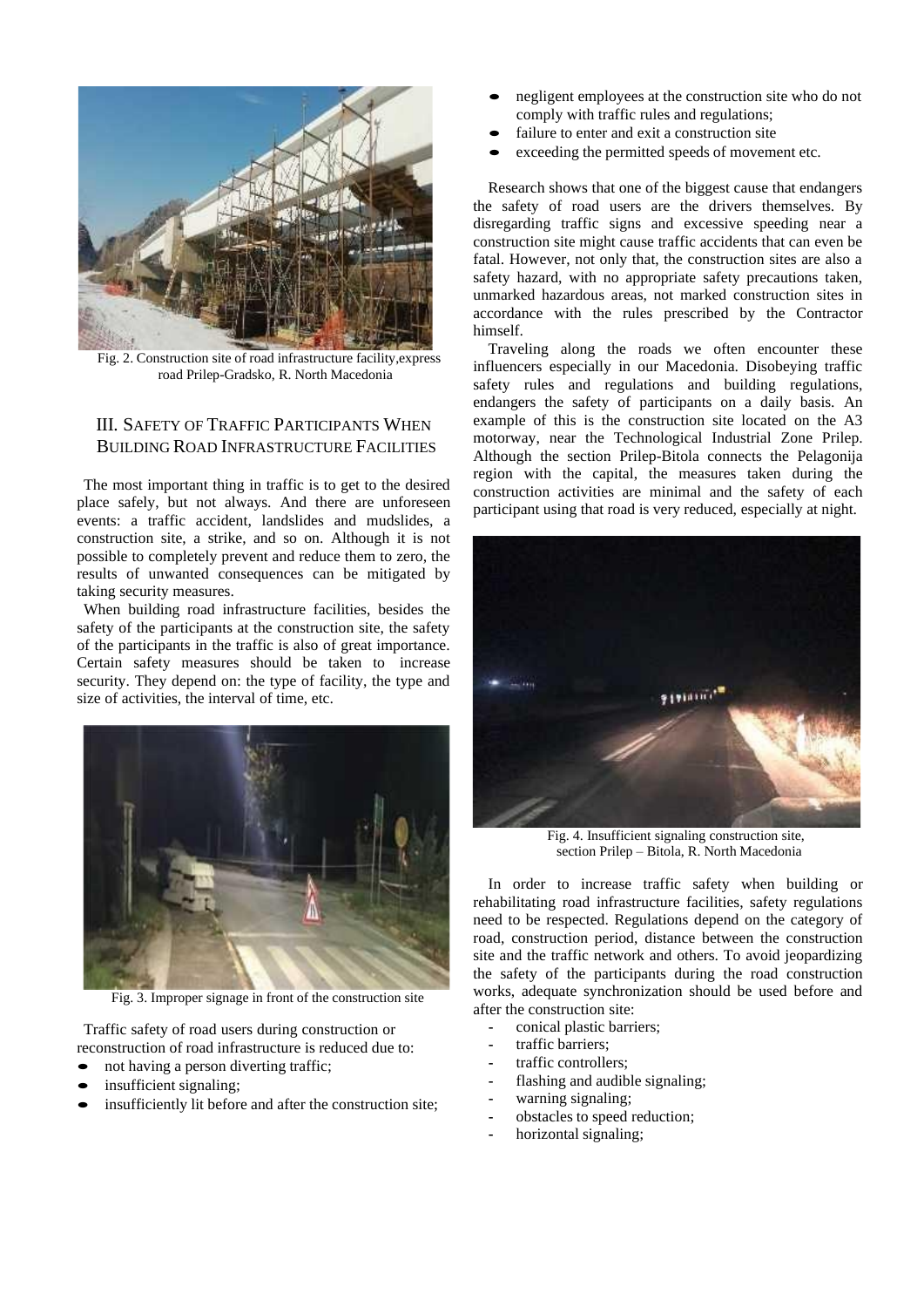Fig. 2. Construction site of road infrastructure facility,express road Prilep-Gradsko, R. North Macedonia

## III. Safety of Traffic Participants When Building Road Infrastructure Facilities

The most important thing in traffic is to get to the desired place safely, but not always. And there are unforeseen events: a traffic accident, landslides and mudslides, a construction site, a strike, and so on. Although it is not possible to completely prevent and reduce them to zero, the results of unwanted consequences can be mitigated by taking security measures.

When building road infrastructure facilities, besides the safety of the participants at the construction site, the safety of the participants in the traffic is also of great importance. Certain safety measures should be taken to increase security. They depend on: the type of facility, the type and size of activities, the interval of time, etc.

Fig. 3. Improper signage in front of the construction site

Traffic safety of road users during construction or reconstruction of road infrastructure is reduced due to:

- not having a person diverting traffic;
- insufficient signaling;
- insufficiently lit before and after the construction site;
- negligent employees at the construction site who do not comply with traffic rules and regulations;
- failure to enter and exit a construction site
- exceeding the permitted speeds of movement etc.

Research shows that one of the biggest cause that endangers the safety of road users are the drivers themselves. By disregarding traffic signs and excessive speeding near a construction site might cause traffic accidents that can even be fatal. However, not only that, the construction sites are also a safety hazard, with no appropriate safety precautions taken, unmarked hazardous areas, not marked construction sites in accordance with the rules prescribed by the Contractor himself.

Traveling along the roads we often encounter these influencers especially in our Macedonia. Disobeying traffic safety rules and regulations and building regulations, endangers the safety of participants on a daily basis. An example of this is the construction site located on the A3 motorway, near the Technological Industrial Zone Prilep. Although the section Prilep-Bitola connects the Pelagonija region with the capital, the measures taken during the construction activities are minimal and the safety of each participant using that road is very reduced, especially at night.

Fig. 4. Insufficient signaling construction site, section Prilep – Bitola, R. North Macedonia

In order to increase traffic safety when building or rehabilitating road infrastructure facilities, safety regulations need to be respected. Regulations depend on the category of road, construction period, distance between the construction site and the traffic network and others. To avoid jeopardizing the safety of the participants during the road construction works, adequate synchronization should be used before and after the construction site:

- conical plastic barriers;
- traffic barriers;
- traffic controllers;
- flashing and audible signaling;
- warning signaling;
- obstacles to speed reduction;
- horizontal signaling;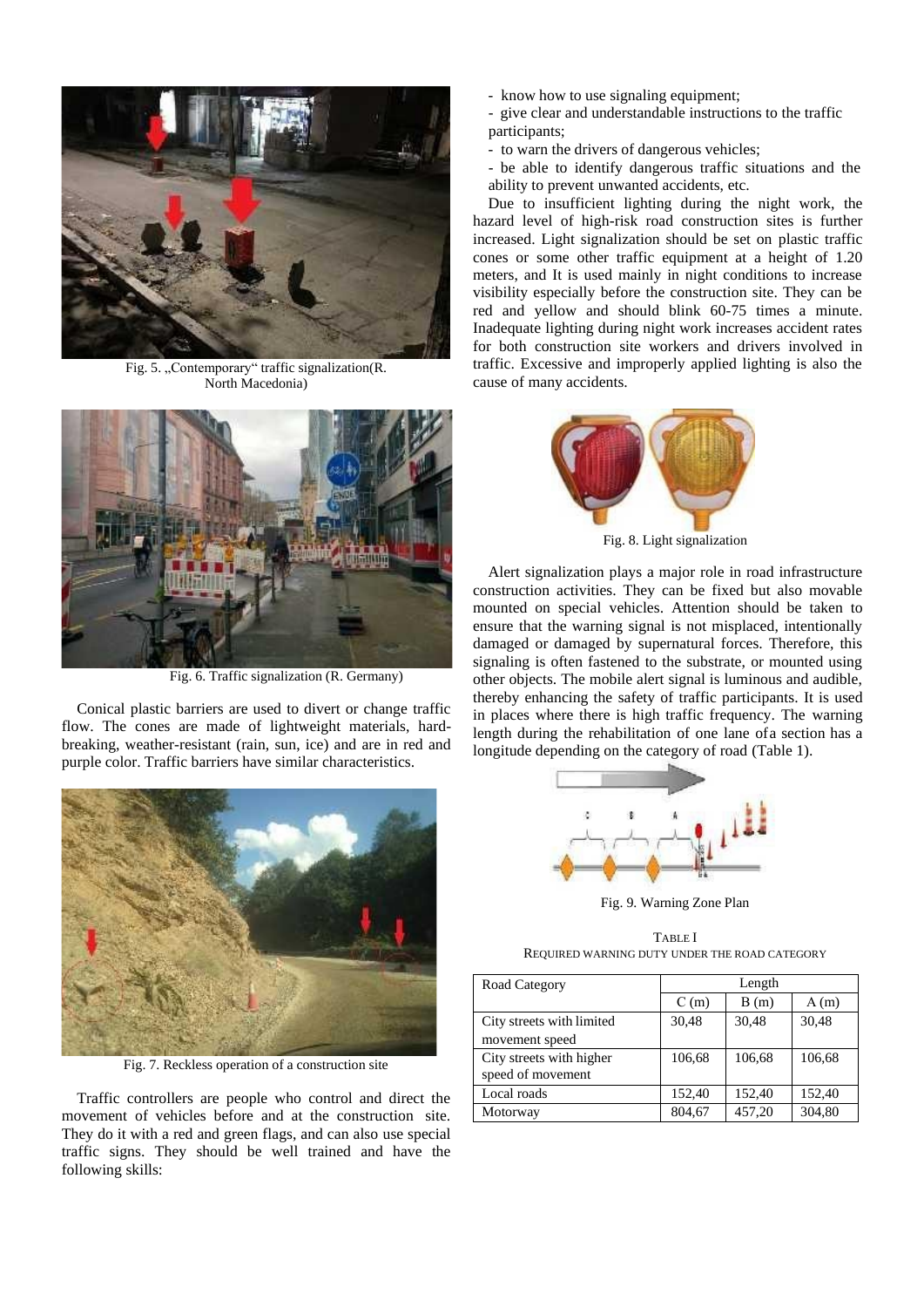Fig. 5. „Contemporary" traffic signalization(R. North Macedonia)

Fig. 6. Traffic signalization (R. Germany)

Conical plastic barriers are used to divert or change traffic flow. The cones are made of lightweight materials, hard-breaking, weather-resistant (rain, sun, ice) and are in red and purple color. Traffic barriers have similar characteristics.

Fig. 7. Reckless operation of a construction site

Traffic controllers are people who control and direct the movement of vehicles before and at the construction site. They do it with a red and green flags, and can also use special traffic signs. They should be well trained and have the following skills:

- know how to use signaling equipment;
- give clear and understandable instructions to the traffic participants;
- to warn the drivers of dangerous vehicles;
- be able to identify dangerous traffic situations and the ability to prevent unwanted accidents, etc.

Due to insufficient lighting during the night work, the hazard level of high-risk road construction sites is further increased. Light signalization should be set on plastic traffic cones or some other traffic equipment at a height of 1.20 meters, and It is used mainly in night conditions to increase visibility especially before the construction site. They can be red and yellow and should blink 60-75 times a minute. Inadequate lighting during night work increases accident rates for both construction site workers and drivers involved in traffic. Excessive and improperly applied lighting is also the cause of many accidents.

Fig. 8. Light signalization

Alert signalization plays a major role in road infrastructure construction activities. They can be fixed but also movable mounted on special vehicles. Attention should be taken to ensure that the warning signal is not misplaced, intentionally damaged or damaged by supernatural forces. Therefore, this signaling is often fastened to the substrate, or mounted using other objects. The mobile alert signal is luminous and audible, thereby enhancing the safety of traffic participants. It is used in places where there is high traffic frequency. The warning length during the rehabilitation of one lane ofa section has a longitude depending on the category of road (Table 1).

Fig. 9. Warning Zone Plan

TABLE I
REQUIRED WARNING DUTY UNDER THE ROAD CATEGORY

| Road Category | Length | | |
|---|---|---|---|
| | C (m) | B (m) | A (m) |
| City streets with limited movement speed | 30,48 | 30,48 | 30,48 |
| City streets with higher speed of movement | 106,68 | 106,68 | 106,68 |
| Local roads | 152,40 | 152,40 | 152,40 |
| Motorway | 804,67 | 457,20 | 304,80 |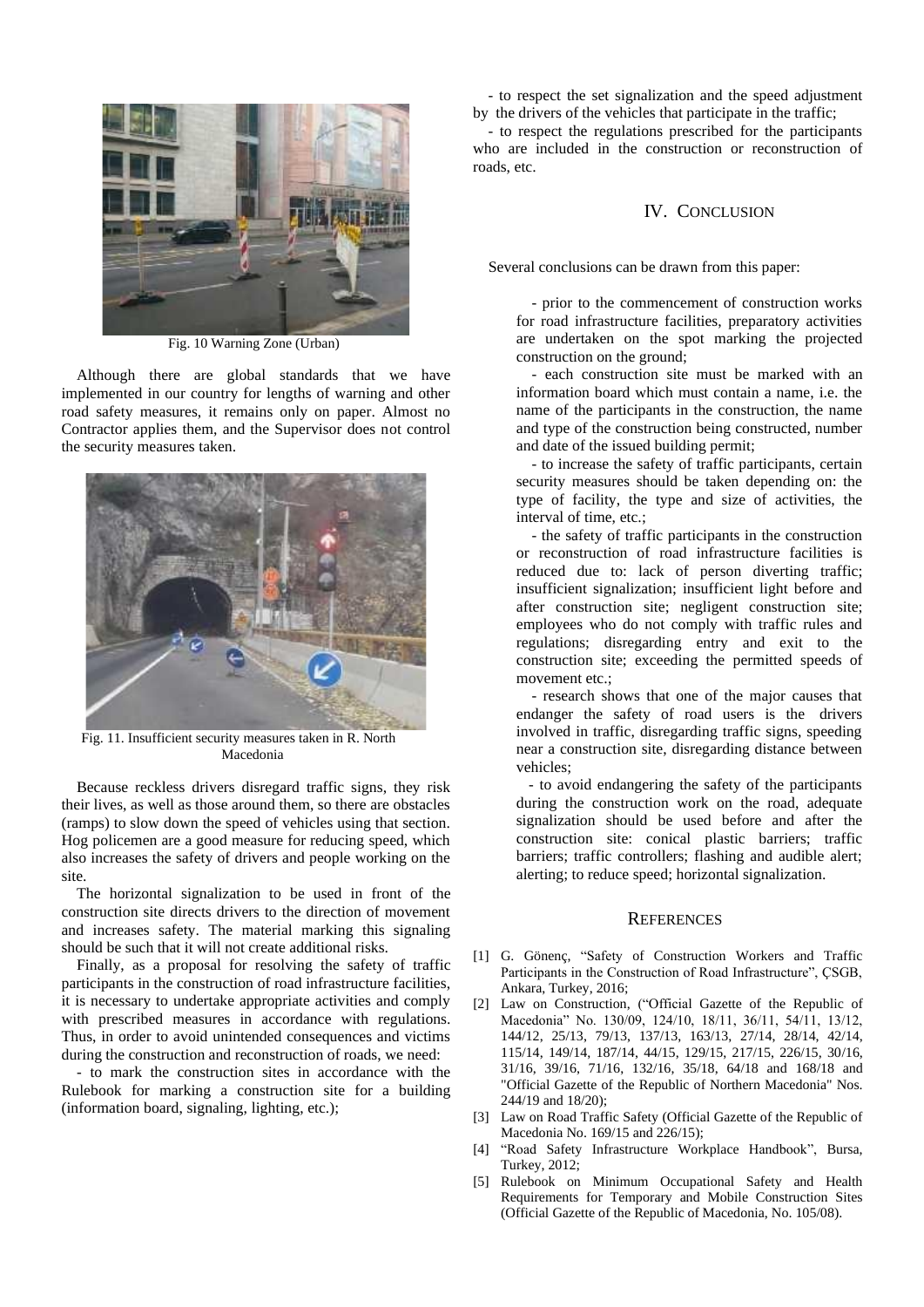Fig. 10 Warning Zone (Urban)

Although there are global standards that we have implemented in our country for lengths of warning and other road safety measures, it remains only on paper. Almost no Contractor applies them, and the Supervisor does not control the security measures taken.

Fig. 11. Insufficient security measures taken in R. North Macedonia

Because reckless drivers disregard traffic signs, they risk their lives, as well as those around them, so there are obstacles (ramps) to slow down the speed of vehicles using that section. Hog policemen are a good measure for reducing speed, which also increases the safety of drivers and people working on the site.

The horizontal signalization to be used in front of the construction site directs drivers to the direction of movement and increases safety. The material marking this signaling should be such that it will not create additional risks.

Finally, as a proposal for resolving the safety of traffic participants in the construction of road infrastructure facilities, it is necessary to undertake appropriate activities and comply with prescribed measures in accordance with regulations. Thus, in order to avoid unintended consequences and victims during the construction and reconstruction of roads, we need:

- to mark the construction sites in accordance with the Rulebook for marking a construction site for a building (information board, signaling, lighting, etc.);
- to respect the set signalization and the speed adjustment by the drivers of the vehicles that participate in the traffic;
- to respect the regulations prescribed for the participants who are included in the construction or reconstruction of roads, etc.

## IV. Conclusion

Several conclusions can be drawn from this paper:

- prior to the commencement of construction works for road infrastructure facilities, preparatory activities are undertaken on the spot marking the projected construction on the ground;
- each construction site must be marked with an information board which must contain a name, i.e. the name of the participants in the construction, the name and type of the construction being constructed, number and date of the issued building permit;
- to increase the safety of traffic participants, certain security measures should be taken depending on: the type of facility, the type and size of activities, the interval of time, etc.;
- the safety of traffic participants in the construction or reconstruction of road infrastructure facilities is reduced due to: lack of person diverting traffic; insufficient signalization; insufficient light before and after construction site; negligent construction site; employees who do not comply with traffic rules and regulations; disregarding entry and exit to the construction site; exceeding the permitted speeds of movement etc.;
- research shows that one of the major causes that endanger the safety of road users is the drivers involved in traffic, disregarding traffic signs, speeding near a construction site, disregarding distance between vehicles;
- to avoid endangering the safety of the participants during the construction work on the road, adequate signalization should be used before and after the construction site: conical plastic barriers; traffic barriers; traffic controllers; flashing and audible alert; alerting; to reduce speed; horizontal signalization.

## References

[1] G. Gönenç, "Safety of Construction Workers and Traffic Participants in the Construction of Road Infrastructure", ÇSGB, Ankara, Turkey, 2016;

[2] Law on Construction, ("Official Gazette of the Republic of Macedonia" No. 130/09, 124/10, 18/11, 36/11, 54/11, 13/12, 144/12, 25/13, 79/13, 137/13, 163/13, 27/14, 28/14, 42/14, 115/14, 149/14, 187/14, 44/15, 129/15, 217/15, 226/15, 30/16, 31/16, 39/16, 71/16, 132/16, 35/18, 64/18 and 168/18 and "Official Gazette of the Republic of Northern Macedonia" Nos. 244/19 and 18/20);

[3] Law on Road Traffic Safety (Official Gazette of the Republic of Macedonia No. 169/15 and 226/15);

[4] "Road Safety Infrastructure Workplace Handbook", Bursa, Turkey, 2012;

[5] Rulebook on Minimum Occupational Safety and Health Requirements for Temporary and Mobile Construction Sites (Official Gazette of the Republic of Macedonia, No. 105/08).